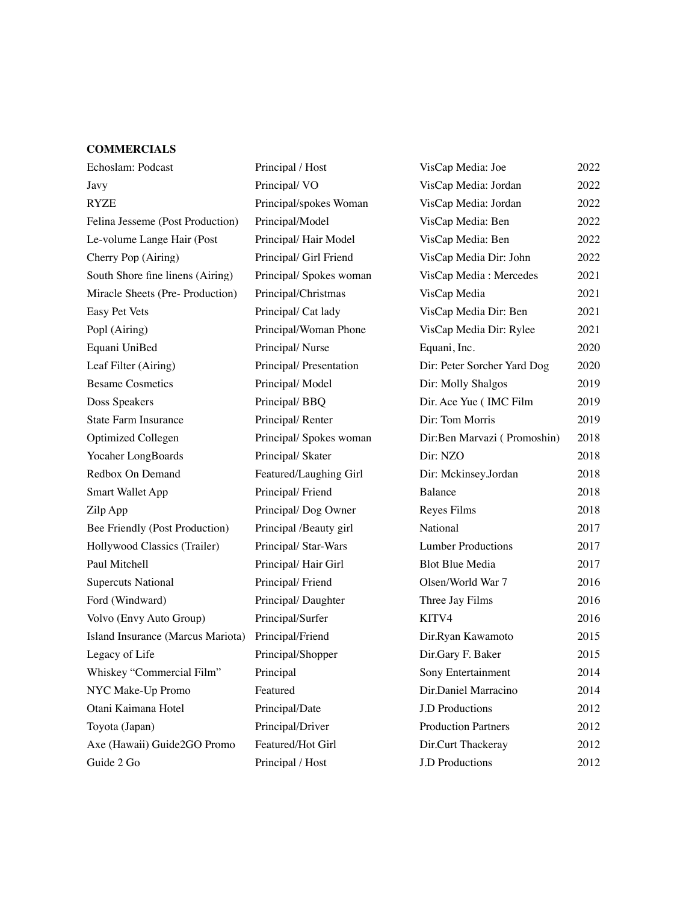**COMMERCIALS**

| | | | |
|---|---|---|---|
| Echoslam: Podcast | Principal / Host | VisCap Media: Joe | 2022 |
| Javy | Principal/ VO | VisCap Media: Jordan | 2022 |
| RYZE | Principal/spokes Woman | VisCap Media: Jordan | 2022 |
| Felina Jesseme (Post Production) | Principal/Model | VisCap Media: Ben | 2022 |
| Le-volume Lange Hair (Post | Principal/ Hair Model | VisCap Media: Ben | 2022 |
| Cherry Pop (Airing) | Principal/ Girl Friend | VisCap Media Dir: John | 2022 |
| South Shore fine linens (Airing) | Principal/ Spokes woman | VisCap Media : Mercedes | 2021 |
| Miracle Sheets (Pre- Production) | Principal/Christmas | VisCap Media | 2021 |
| Easy Pet Vets | Principal/ Cat lady | VisCap Media Dir: Ben | 2021 |
| Popl (Airing) | Principal/Woman Phone | VisCap Media Dir: Rylee | 2021 |
| Equani UniBed | Principal/ Nurse | Equani, Inc. | 2020 |
| Leaf Filter (Airing) | Principal/ Presentation | Dir: Peter Sorcher Yard Dog | 2020 |
| Besame Cosmetics | Principal/ Model | Dir: Molly Shalgos | 2019 |
| Doss Speakers | Principal/ BBQ | Dir. Ace Yue ( IMC Film | 2019 |
| State Farm Insurance | Principal/ Renter | Dir: Tom Morris | 2019 |
| Optimized Collegen | Principal/ Spokes woman | Dir:Ben Marvazi ( Promoshin) | 2018 |
| Yocaher LongBoards | Principal/ Skater | Dir: NZO | 2018 |
| Redbox On Demand | Featured/Laughing Girl | Dir: Mckinsey.Jordan | 2018 |
| Smart Wallet App | Principal/ Friend | Balance | 2018 |
| Zilp App | Principal/ Dog Owner | Reyes Films | 2018 |
| Bee Friendly (Post Production) | Principal /Beauty girl | National | 2017 |
| Hollywood Classics (Trailer) | Principal/ Star-Wars | Lumber Productions | 2017 |
| Paul Mitchell | Principal/ Hair Girl | Blot Blue Media | 2017 |
| Supercuts National | Principal/ Friend | Olsen/World War 7 | 2016 |
| Ford (Windward) | Principal/ Daughter | Three Jay Films | 2016 |
| Volvo (Envy Auto Group) | Principal/Surfer | KITV4 | 2016 |
| Island Insurance (Marcus Mariota) | Principal/Friend | Dir.Ryan Kawamoto | 2015 |
| Legacy of Life | Principal/Shopper | Dir.Gary F. Baker | 2015 |
| Whiskey "Commercial Film" | Principal | Sony Entertainment | 2014 |
| NYC Make-Up Promo | Featured | Dir.Daniel Marracino | 2014 |
| Otani Kaimana Hotel | Principal/Date | J.D Productions | 2012 |
| Toyota (Japan) | Principal/Driver | Production Partners | 2012 |
| Axe (Hawaii) Guide2GO Promo | Featured/Hot Girl | Dir.Curt Thackeray | 2012 |
| Guide 2 Go | Principal / Host | J.D Productions | 2012 |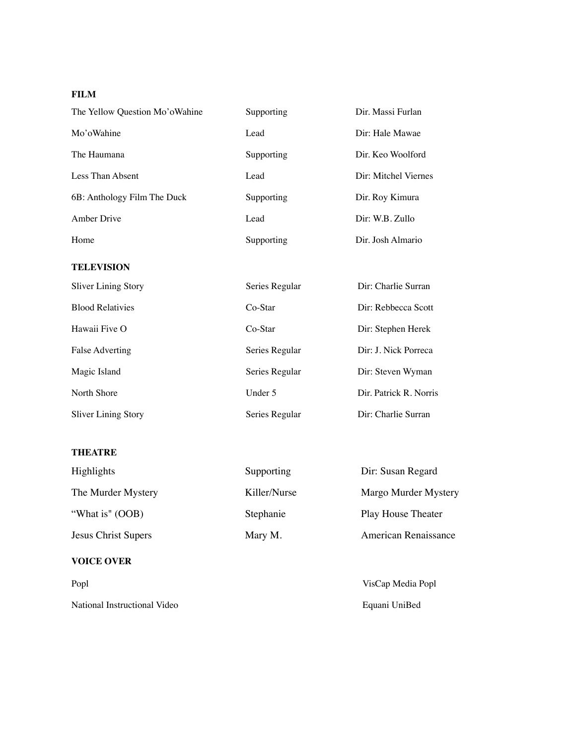## FILM

| | | |
|---|---|---|
| The Yellow Question Mo'oWahine | Supporting | Dir. Massi Furlan |
| Mo'oWahine | Lead | Dir: Hale Mawae |
| The Haumana | Supporting | Dir. Keo Woolford |
| Less Than Absent | Lead | Dir: Mitchel Viernes |
| 6B: Anthology Film The Duck | Supporting | Dir. Roy Kimura |
| Amber Drive | Lead | Dir: W.B. Zullo |
| Home | Supporting | Dir. Josh Almario |

## TELEVISION

| | | |
|---|---|---|
| Sliver Lining Story | Series Regular | Dir: Charlie Surran |
| Blood Relativies | Co-Star | Dir: Rebbecca Scott |
| Hawaii Five O | Co-Star | Dir: Stephen Herek |
| False Adverting | Series Regular | Dir: J. Nick Porreca |
| Magic Island | Series Regular | Dir: Steven Wyman |
| North Shore | Under 5 | Dir. Patrick R. Norris |
| Sliver Lining Story | Series Regular | Dir: Charlie Surran |

## THEATRE

| | | |
|---|---|---|
| Highlights | Supporting | Dir: Susan Regard |
| The Murder Mystery | Killer/Nurse | Margo Murder Mystery |
| "What is" (OOB) | Stephanie | Play House Theater |
| Jesus Christ Supers | Mary M. | American Renaissance |

## VOICE OVER

| | | |
|---|---|---|
| Popl | | VisCap Media Popl |
| National Instructional Video | | Equani UniBed |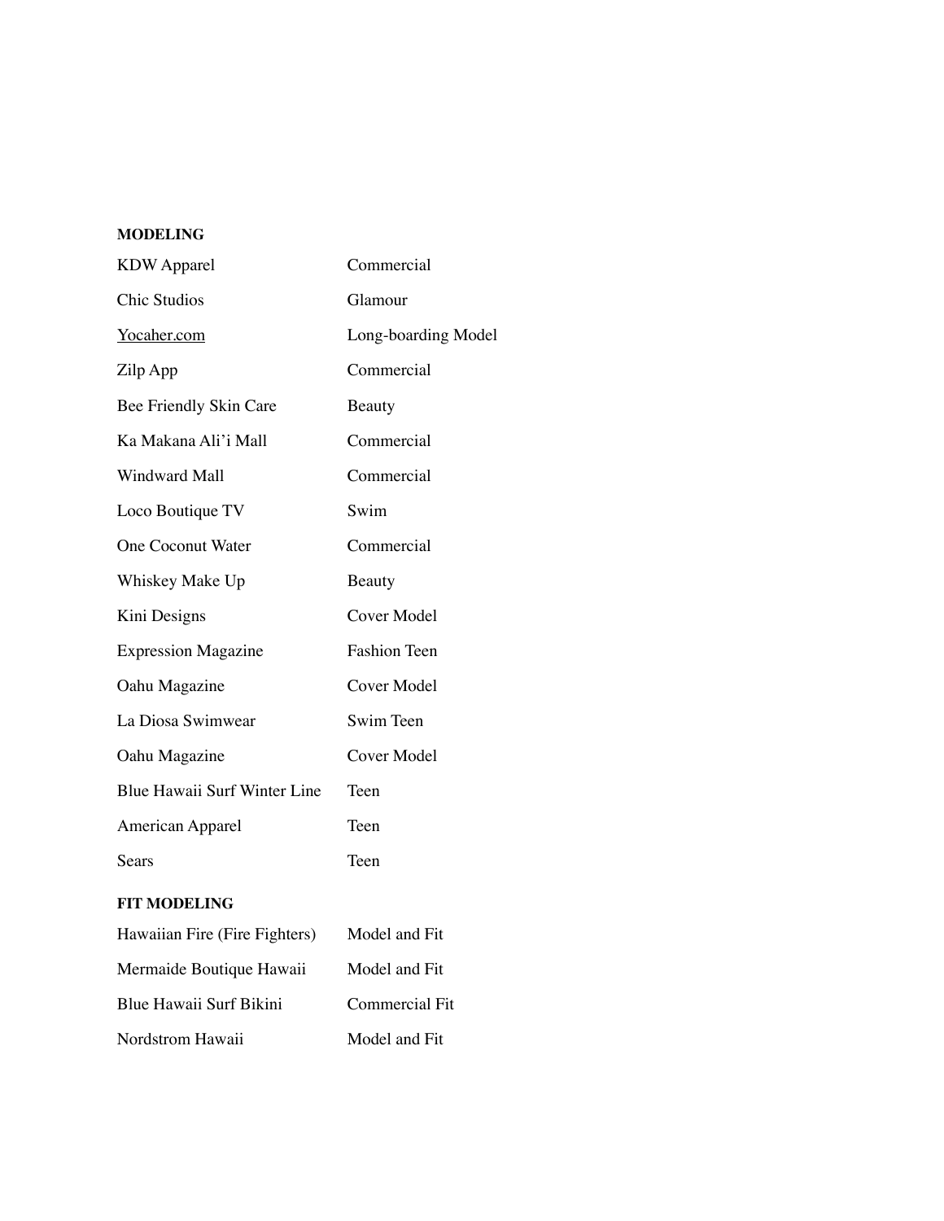**MODELING**

| | |
|---|---|
| KDW Apparel | Commercial |
| Chic Studios | Glamour |
| Yocaher.com | Long-boarding Model |
| Zilp App | Commercial |
| Bee Friendly Skin Care | Beauty |
| Ka Makana Ali'i Mall | Commercial |
| Windward Mall | Commercial |
| Loco Boutique TV | Swim |
| One Coconut Water | Commercial |
| Whiskey Make Up | Beauty |
| Kini Designs | Cover Model |
| Expression Magazine | Fashion Teen |
| Oahu Magazine | Cover Model |
| La Diosa Swimwear | Swim Teen |
| Oahu Magazine | Cover Model |
| Blue Hawaii Surf Winter Line | Teen |
| American Apparel | Teen |
| Sears | Teen |

**FIT MODELING**

| | |
|---|---|
| Hawaiian Fire (Fire Fighters) | Model and Fit |
| Mermaide Boutique Hawaii | Model and Fit |
| Blue Hawaii Surf Bikini | Commercial Fit |
| Nordstrom Hawaii | Model and Fit |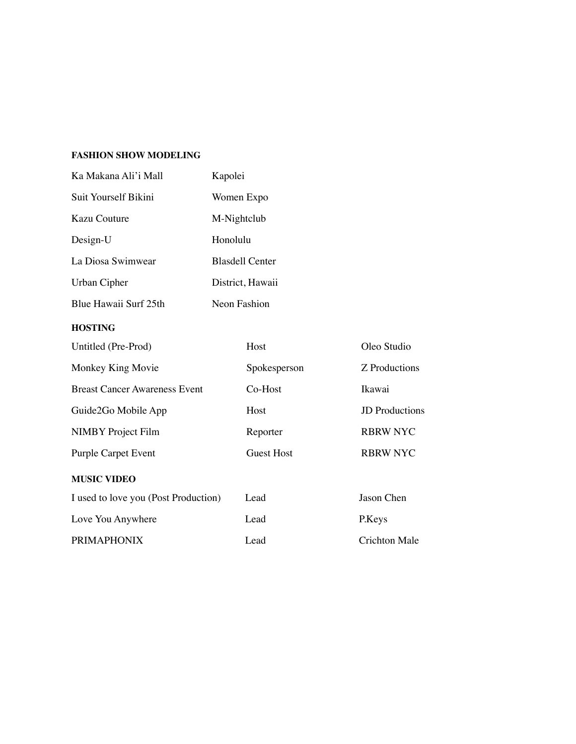**FASHION SHOW MODELING**

| | |
|---|---|
| Ka Makana Ali'i Mall | Kapolei |
| Suit Yourself Bikini | Women Expo |
| Kazu Couture | M-Nightclub |
| Design-U | Honolulu |
| La Diosa Swimwear | Blasdell Center |
| Urban Cipher | District, Hawaii |
| Blue Hawaii Surf 25th | Neon Fashion |

**HOSTING**

| | | |
|---|---|---|
| Untitled (Pre-Prod) | Host | Oleo Studio |
| Monkey King Movie | Spokesperson | Z Productions |
| Breast Cancer Awareness Event | Co-Host | Ikawai |
| Guide2Go Mobile App | Host | JD Productions |
| NIMBY Project Film | Reporter | RBRW NYC |
| Purple Carpet Event | Guest Host | RBRW NYC |

**MUSIC VIDEO**

| | | |
|---|---|---|
| I used to love you (Post Production) | Lead | Jason Chen |
| Love You Anywhere | Lead | P.Keys |
| PRIMAPHONIX | Lead | Crichton Male |